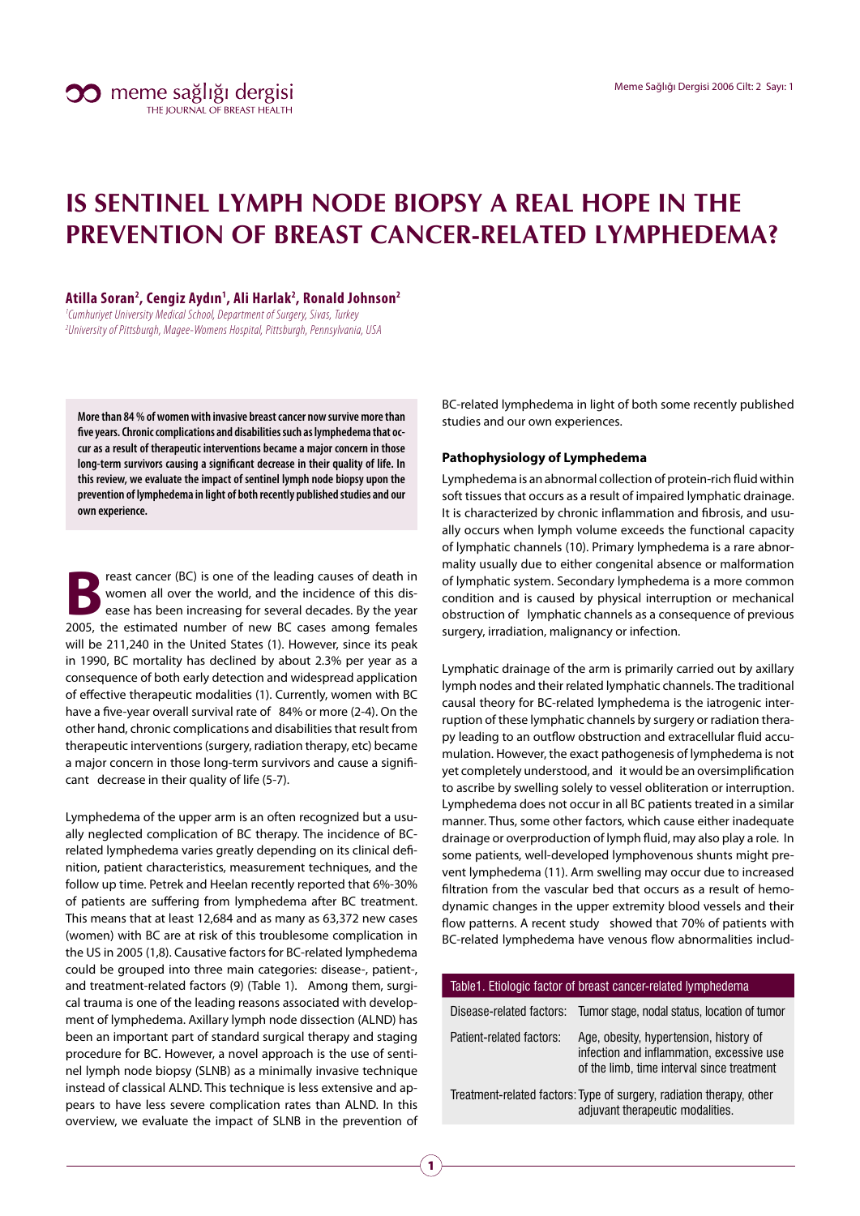# IS SENTINEL LYMPH NODE BIOPSY A REAL HOPE IN THE PREVENTION OF BREAST CANCER-RELATED LYMPHEDEMA?

**Atilla Soran[2], Cengiz Aydın[1], Ali Harlak[2], Ronald Johnson[2]**

*[1]Cumhuriyet University Medical School, Department of Surgery, Sivas, Turkey*
*[2]University of Pittsburgh, Magee-Womens Hospital, Pittsburgh, Pennsylvania, USA*

**More than 84 % of women with invasive breast cancer now survive more than five years. Chronic complications and disabilities such as lymphedema that occur as a result of therapeutic interventions became a major concern in those long-term survivors causing a significant decrease in their quality of life. In this review, we evaluate the impact of sentinel lymph node biopsy upon the prevention of lymphedema in light of both recently published studies and our own experience.**

Breast cancer (BC) is one of the leading causes of death in women all over the world, and the incidence of this disease has been increasing for several decades. By the year 2005, the estimated number of new BC cases among females will be 211,240 in the United States (1). However, since its peak in 1990, BC mortality has declined by about 2.3% per year as a consequence of both early detection and widespread application of effective therapeutic modalities (1). Currently, women with BC have a five-year overall survival rate of 84% or more (2-4). On the other hand, chronic complications and disabilities that result from therapeutic interventions (surgery, radiation therapy, etc) became a major concern in those long-term survivors and cause a significant decrease in their quality of life (5-7).

Lymphedema of the upper arm is an often recognized but a usually neglected complication of BC therapy. The incidence of BC-related lymphedema varies greatly depending on its clinical definition, patient characteristics, measurement techniques, and the follow up time. Petrek and Heelan recently reported that 6%-30% of patients are suffering from lymphedema after BC treatment. This means that at least 12,684 and as many as 63,372 new cases (women) with BC are at risk of this troublesome complication in the US in 2005 (1,8). Causative factors for BC-related lymphedema could be grouped into three main categories: disease-, patient-, and treatment-related factors (9) (Table 1). Among them, surgical trauma is one of the leading reasons associated with development of lymphedema. Axillary lymph node dissection (ALND) has been an important part of standard surgical therapy and staging procedure for BC. However, a novel approach is the use of sentinel lymph node biopsy (SLNB) as a minimally invasive technique instead of classical ALND. This technique is less extensive and appears to have less severe complication rates than ALND. In this overview, we evaluate the impact of SLNB in the prevention of BC-related lymphedema in light of both some recently published studies and our own experiences.

### Pathophysiology of Lymphedema

Lymphedema is an abnormal collection of protein-rich fluid within soft tissues that occurs as a result of impaired lymphatic drainage. It is characterized by chronic inflammation and fibrosis, and usually occurs when lymph volume exceeds the functional capacity of lymphatic channels (10). Primary lymphedema is a rare abnormality usually due to either congenital absence or malformation of lymphatic system. Secondary lymphedema is a more common condition and is caused by physical interruption or mechanical obstruction of lymphatic channels as a consequence of previous surgery, irradiation, malignancy or infection.

Lymphatic drainage of the arm is primarily carried out by axillary lymph nodes and their related lymphatic channels. The traditional causal theory for BC-related lymphedema is the iatrogenic interruption of these lymphatic channels by surgery or radiation therapy leading to an outflow obstruction and extracellular fluid accumulation. However, the exact pathogenesis of lymphedema is not yet completely understood, and it would be an oversimplification to ascribe by swelling solely to vessel obliteration or interruption. Lymphedema does not occur in all BC patients treated in a similar manner. Thus, some other factors, which cause either inadequate drainage or overproduction of lymph fluid, may also play a role. In some patients, well-developed lymphovenous shunts might prevent lymphedema (11). Arm swelling may occur due to increased filtration from the vascular bed that occurs as a result of hemodynamic changes in the upper extremity blood vessels and their flow patterns. A recent study showed that 70% of patients with BC-related lymphedema have venous flow abnormalities includ-

Table1. Etiologic factor of breast cancer-related lymphedema

| | |
|---|---|
| Disease-related factors: | Tumor stage, nodal status, location of tumor |
| Patient-related factors: | Age, obesity, hypertension, history of infection and inflammation, excessive use of the limb, time interval since treatment |
| Treatment-related factors: | Type of surgery, radiation therapy, other adjuvant therapeutic modalities. |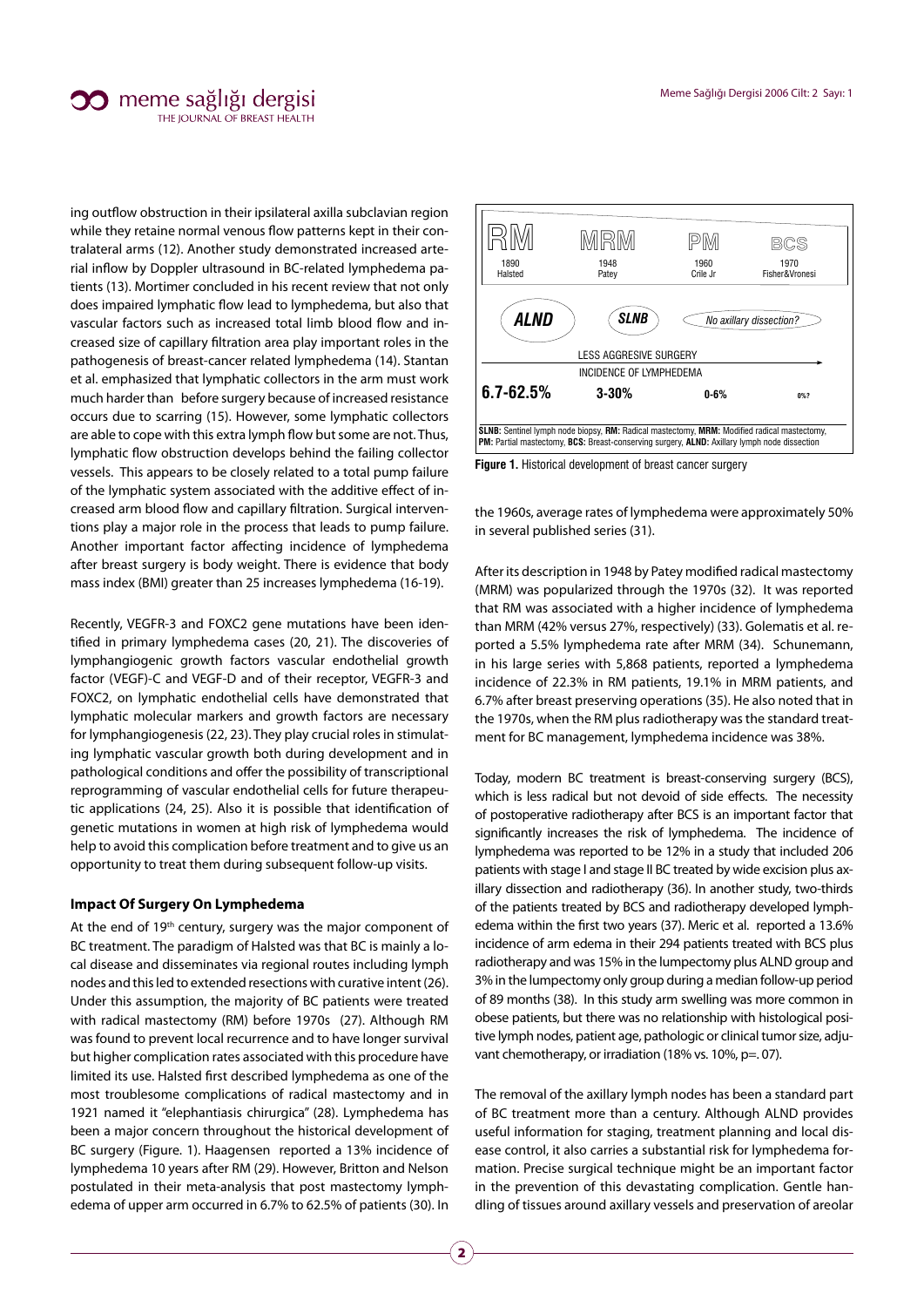ing outflow obstruction in their ipsilateral axilla subclavian region while they retaine normal venous flow patterns kept in their contralateral arms (12). Another study demonstrated increased arterial inflow by Doppler ultrasound in BC-related lymphedema patients (13). Mortimer concluded in his recent review that not only does impaired lymphatic flow lead to lymphedema, but also that vascular factors such as increased total limb blood flow and increased size of capillary filtration area play important roles in the pathogenesis of breast-cancer related lymphedema (14). Stantan et al. emphasized that lymphatic collectors in the arm must work much harder than before surgery because of increased resistance occurs due to scarring (15). However, some lymphatic collectors are able to cope with this extra lymph flow but some are not. Thus, lymphatic flow obstruction develops behind the failing collector vessels. This appears to be closely related to a total pump failure of the lymphatic system associated with the additive effect of increased arm blood flow and capillary filtration. Surgical interventions play a major role in the process that leads to pump failure. Another important factor affecting incidence of lymphedema after breast surgery is body weight. There is evidence that body mass index (BMI) greater than 25 increases lymphedema (16-19).

Recently, VEGFR-3 and FOXC2 gene mutations have been identified in primary lymphedema cases (20, 21). The discoveries of lymphangiogenic growth factors vascular endothelial growth factor (VEGF)-C and VEGF-D and of their receptor, VEGFR-3 and FOXC2, on lymphatic endothelial cells have demonstrated that lymphatic molecular markers and growth factors are necessary for lymphangiogenesis (22, 23). They play crucial roles in stimulating lymphatic vascular growth both during development and in pathological conditions and offer the possibility of transcriptional reprogramming of vascular endothelial cells for future therapeutic applications (24, 25). Also it is possible that identification of genetic mutations in women at high risk of lymphedema would help to avoid this complication before treatment and to give us an opportunity to treat them during subsequent follow-up visits.

### Impact Of Surgery On Lymphedema

At the end of 19th century, surgery was the major component of BC treatment. The paradigm of Halsted was that BC is mainly a local disease and disseminates via regional routes including lymph nodes and this led to extended resections with curative intent (26). Under this assumption, the majority of BC patients were treated with radical mastectomy (RM) before 1970s (27). Although RM was found to prevent local recurrence and to have longer survival but higher complication rates associated with this procedure have limited its use. Halsted first described lymphedema as one of the most troublesome complications of radical mastectomy and in 1921 named it "elephantiasis chirurgica" (28). Lymphedema has been a major concern throughout the historical development of BC surgery (Figure. 1). Haagensen reported a 13% incidence of lymphedema 10 years after RM (29). However, Britton and Nelson postulated in their meta-analysis that post mastectomy lymphedema of upper arm occurred in 6.7% to 62.5% of patients (30). In the 1960s, average rates of lymphedema were approximately 50% in several published series (31).

| RM | MRM | PM | BCS |
|---|---|---|---|
| 1890 Halsted | 1948 Patey | 1960 Crile Jr | 1970 Fisher&Vronesi |
| ALND | SLNB | No axillary dissection? | |
| LESS AGGRESIVE SURGERY → | | | |
| INCIDENCE OF LYMPHEDEMA | | | |
| 6.7-62.5% | 3-30% | 0-6% | 0%? |

SLNB: Sentinel lymph node biopsy, RM: Radical mastectomy, MRM: Modified radical mastectomy, PM: Partial mastectomy, BCS: Breast-conserving surgery, ALND: Axillary lymph node dissection

**Figure 1.** Historical development of breast cancer surgery

After its description in 1948 by Patey modified radical mastectomy (MRM) was popularized through the 1970s (32). It was reported that RM was associated with a higher incidence of lymphedema than MRM (42% versus 27%, respectively) (33). Golematis et al. reported a 5.5% lymphedema rate after MRM (34). Schunemann, in his large series with 5,868 patients, reported a lymphedema incidence of 22.3% in RM patients, 19.1% in MRM patients, and 6.7% after breast preserving operations (35). He also noted that in the 1970s, when the RM plus radiotherapy was the standard treatment for BC management, lymphedema incidence was 38%.

Today, modern BC treatment is breast-conserving surgery (BCS), which is less radical but not devoid of side effects. The necessity of postoperative radiotherapy after BCS is an important factor that significantly increases the risk of lymphedema. The incidence of lymphedema was reported to be 12% in a study that included 206 patients with stage I and stage II BC treated by wide excision plus axillary dissection and radiotherapy (36). In another study, two-thirds of the patients treated by BCS and radiotherapy developed lymphedema within the first two years (37). Meric et al. reported a 13.6% incidence of arm edema in their 294 patients treated with BCS plus radiotherapy and was 15% in the lumpectomy plus ALND group and 3% in the lumpectomy only group during a median follow-up period of 89 months (38). In this study arm swelling was more common in obese patients, but there was no relationship with histological positive lymph nodes, patient age, pathologic or clinical tumor size, adjuvant chemotherapy, or irradiation (18% vs. 10%, p=. 07).

The removal of the axillary lymph nodes has been a standard part of BC treatment more than a century. Although ALND provides useful information for staging, treatment planning and local disease control, it also carries a substantial risk for lymphedema formation. Precise surgical technique might be an important factor in the prevention of this devastating complication. Gentle handling of tissues around axillary vessels and preservation of areolar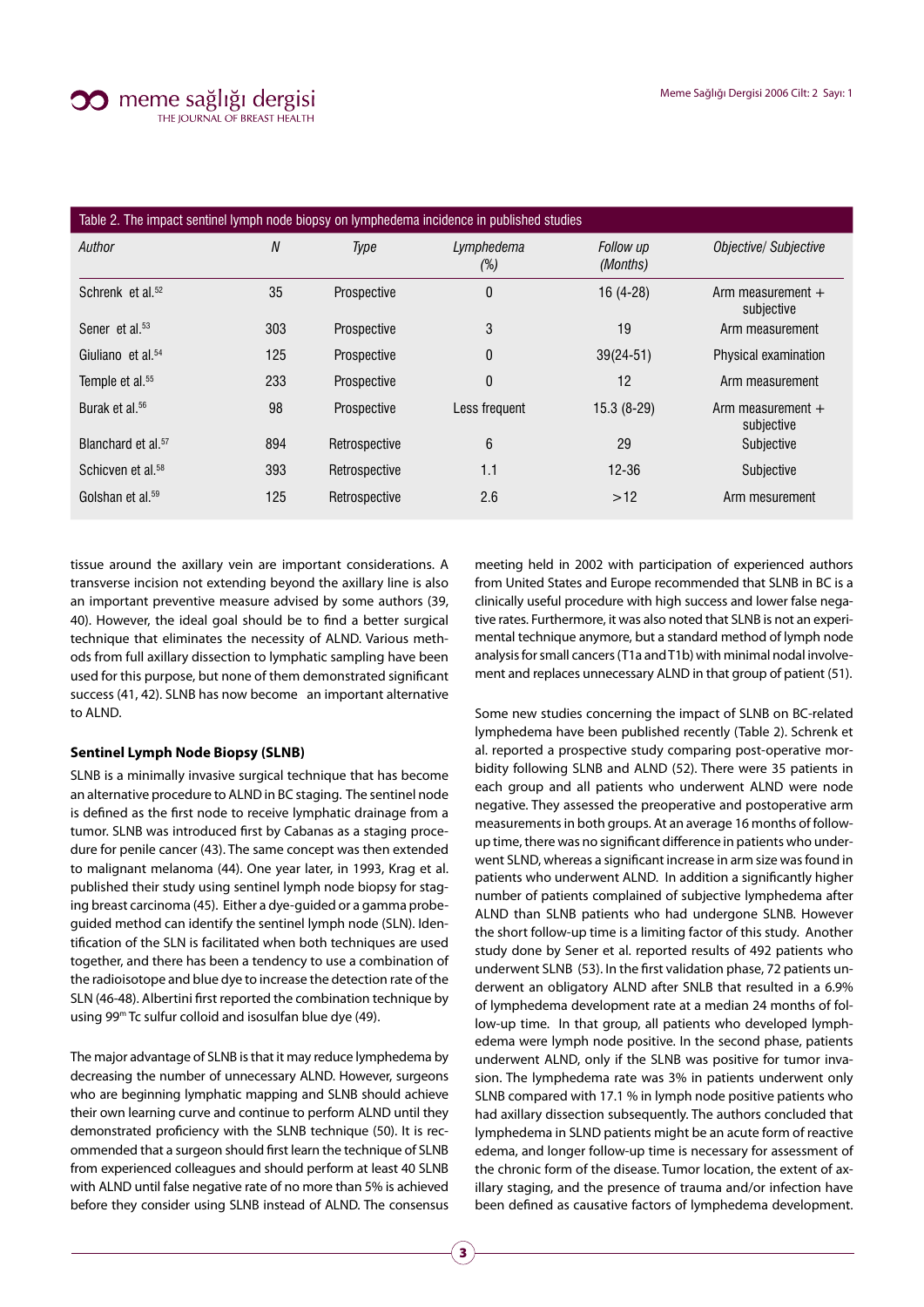Table 2. The impact sentinel lymph node biopsy on lymphedema incidence in published studies

| *Author* | *N* | *Type* | *Lymphedema (%)* | *Follow up (Months)* | *Objective/ Subjective* |
|---|---|---|---|---|---|
| Schrenk et al.[52] | 35 | Prospective | 0 | 16 (4-28) | Arm measurement + subjective |
| Sener et al.[53] | 303 | Prospective | 3 | 19 | Arm measurement |
| Giuliano et al.[54] | 125 | Prospective | 0 | 39(24-51) | Physical examination |
| Temple et al.[55] | 233 | Prospective | 0 | 12 | Arm measurement |
| Burak et al.[56] | 98 | Prospective | Less frequent | 15.3 (8-29) | Arm measurement + subjective |
| Blanchard et al.[57] | 894 | Retrospective | 6 | 29 | Subjective |
| Schicven et al.[58] | 393 | Retrospective | 1.1 | 12-36 | Subjective |
| Golshan et al.[59] | 125 | Retrospective | 2.6 | >12 | Arm mesurement |

tissue around the axillary vein are important considerations. A transverse incision not extending beyond the axillary line is also an important preventive measure advised by some authors (39, 40). However, the ideal goal should be to find a better surgical technique that eliminates the necessity of ALND. Various methods from full axillary dissection to lymphatic sampling have been used for this purpose, but none of them demonstrated significant success (41, 42). SLNB has now become an important alternative to ALND.

**Sentinel Lymph Node Biopsy (SLNB)**

SLNB is a minimally invasive surgical technique that has become an alternative procedure to ALND in BC staging. The sentinel node is defined as the first node to receive lymphatic drainage from a tumor. SLNB was introduced first by Cabanas as a staging procedure for penile cancer (43). The same concept was then extended to malignant melanoma (44). One year later, in 1993, Krag et al. published their study using sentinel lymph node biopsy for staging breast carcinoma (45). Either a dye-guided or a gamma probe-guided method can identify the sentinel lymph node (SLN). Identification of the SLN is facilitated when both techniques are used together, and there has been a tendency to use a combination of the radioisotope and blue dye to increase the detection rate of the SLN (46-48). Albertini first reported the combination technique by using $99^{m}$ Tc sulfur colloid and isosulfan blue dye (49).

The major advantage of SLNB is that it may reduce lymphedema by decreasing the number of unnecessary ALND. However, surgeons who are beginning lymphatic mapping and SLNB should achieve their own learning curve and continue to perform ALND until they demonstrated proficiency with the SLNB technique (50). It is recommended that a surgeon should first learn the technique of SLNB from experienced colleagues and should perform at least 40 SLNB with ALND until false negative rate of no more than 5% is achieved before they consider using SLNB instead of ALND. The consensus meeting held in 2002 with participation of experienced authors from United States and Europe recommended that SLNB in BC is a clinically useful procedure with high success and lower false negative rates. Furthermore, it was also noted that SLNB is not an experimental technique anymore, but a standard method of lymph node analysis for small cancers (T1a and T1b) with minimal nodal involvement and replaces unnecessary ALND in that group of patient (51).

Some new studies concerning the impact of SLNB on BC-related lymphedema have been published recently (Table 2). Schrenk et al. reported a prospective study comparing post-operative morbidity following SLNB and ALND (52). There were 35 patients in each group and all patients who underwent ALND were node negative. They assessed the preoperative and postoperative arm measurements in both groups. At an average 16 months of follow-up time, there was no significant difference in patients who underwent SLND, whereas a significant increase in arm size was found in patients who underwent ALND. In addition a significantly higher number of patients complained of subjective lymphedema after ALND than SLNB patients who had undergone SLNB. However the short follow-up time is a limiting factor of this study. Another study done by Sener et al. reported results of 492 patients who underwent SLNB (53). In the first validation phase, 72 patients underwent an obligatory ALND after SNLB that resulted in a 6.9% of lymphedema development rate at a median 24 months of follow-up time. In that group, all patients who developed lymphedema were lymph node positive. In the second phase, patients underwent ALND, only if the SLNB was positive for tumor invasion. The lymphedema rate was 3% in patients underwent only SLNB compared with 17.1 % in lymph node positive patients who had axillary dissection subsequently. The authors concluded that lymphedema in SLND patients might be an acute form of reactive edema, and longer follow-up time is necessary for assessment of the chronic form of the disease. Tumor location, the extent of axillary staging, and the presence of trauma and/or infection have been defined as causative factors of lymphedema development.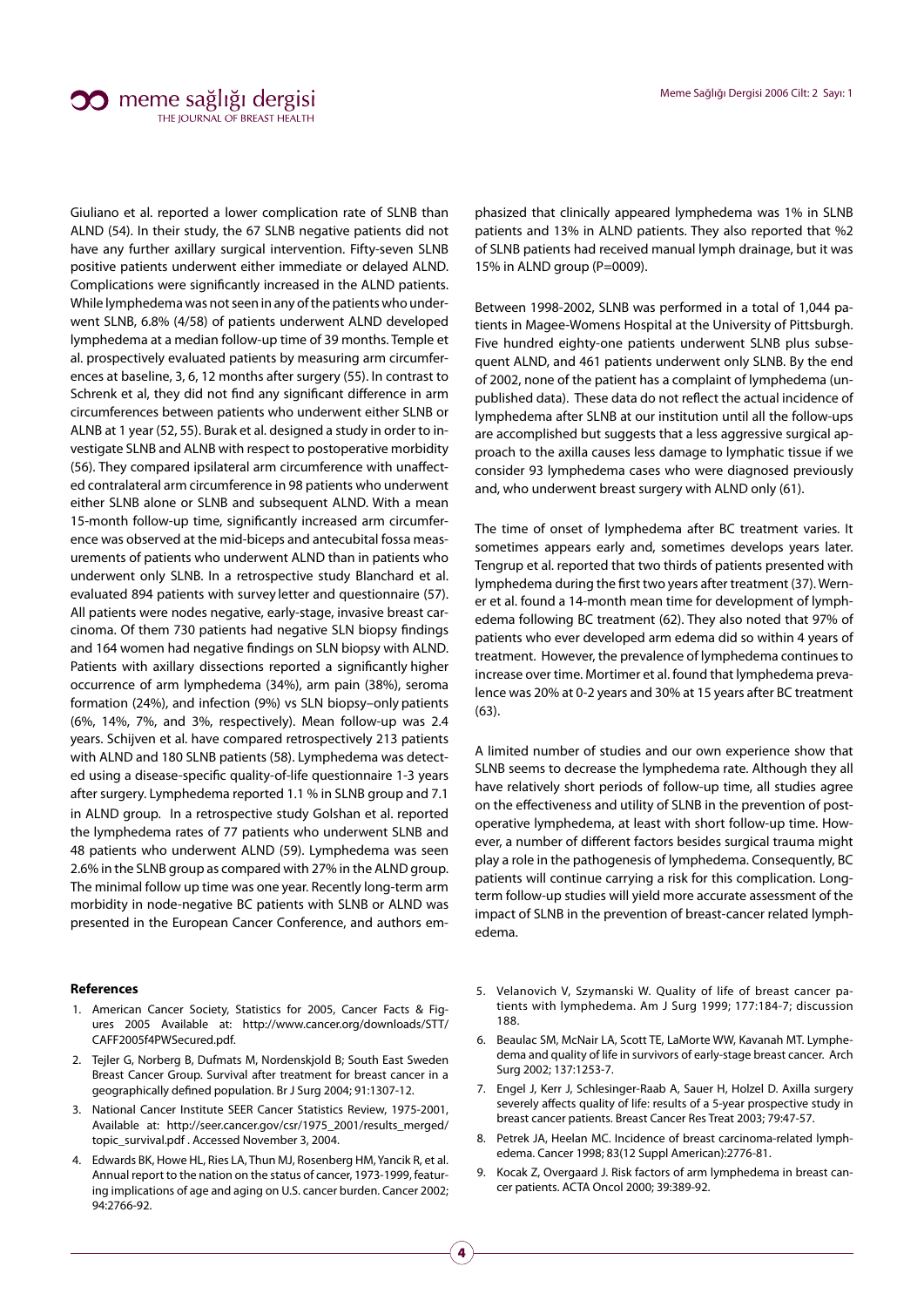Giuliano et al. reported a lower complication rate of SLNB than ALND (54). In their study, the 67 SLNB negative patients did not have any further axillary surgical intervention. Fifty-seven SLNB positive patients underwent either immediate or delayed ALND. Complications were significantly increased in the ALND patients. While lymphedema was not seen in any of the patients who underwent SLNB, 6.8% (4/58) of patients underwent ALND developed lymphedema at a median follow-up time of 39 months. Temple et al. prospectively evaluated patients by measuring arm circumferences at baseline, 3, 6, 12 months after surgery (55). In contrast to Schrenk et al, they did not find any significant difference in arm circumferences between patients who underwent either SLNB or ALNB at 1 year (52, 55). Burak et al. designed a study in order to investigate SLNB and ALNB with respect to postoperative morbidity (56). They compared ipsilateral arm circumference with unaffected contralateral arm circumference in 98 patients who underwent either SLNB alone or SLNB and subsequent ALND. With a mean 15-month follow-up time, significantly increased arm circumference was observed at the mid-biceps and antecubital fossa measurements of patients who underwent ALND than in patients who underwent only SLNB. In a retrospective study Blanchard et al. evaluated 894 patients with survey letter and questionnaire (57). All patients were nodes negative, early-stage, invasive breast carcinoma. Of them 730 patients had negative SLN biopsy findings and 164 women had negative findings on SLN biopsy with ALND. Patients with axillary dissections reported a significantly higher occurrence of arm lymphedema (34%), arm pain (38%), seroma formation (24%), and infection (9%) vs SLN biopsy–only patients (6%, 14%, 7%, and 3%, respectively). Mean follow-up was 2.4 years. Schijven et al. have compared retrospectively 213 patients with ALND and 180 SLNB patients (58). Lymphedema was detected using a disease-specific quality-of-life questionnaire 1-3 years after surgery. Lymphedema reported 1.1 % in SLNB group and 7.1 in ALND group. In a retrospective study Golshan et al. reported the lymphedema rates of 77 patients who underwent SLNB and 48 patients who underwent ALND (59). Lymphedema was seen 2.6% in the SLNB group as compared with 27% in the ALND group. The minimal follow up time was one year. Recently long-term arm morbidity in node-negative BC patients with SLNB or ALND was presented in the European Cancer Conference, and authors emphasized that clinically appeared lymphedema was 1% in SLNB patients and 13% in ALND patients. They also reported that %2 of SLNB patients had received manual lymph drainage, but it was 15% in ALND group (P=0009).

Between 1998-2002, SLNB was performed in a total of 1,044 patients in Magee-Womens Hospital at the University of Pittsburgh. Five hundred eighty-one patients underwent SLNB plus subsequent ALND, and 461 patients underwent only SLNB. By the end of 2002, none of the patient has a complaint of lymphedema (unpublished data). These data do not reflect the actual incidence of lymphedema after SLNB at our institution until all the follow-ups are accomplished but suggests that a less aggressive surgical approach to the axilla causes less damage to lymphatic tissue if we consider 93 lymphedema cases who were diagnosed previously and, who underwent breast surgery with ALND only (61).

The time of onset of lymphedema after BC treatment varies. It sometimes appears early and, sometimes develops years later. Tengrup et al. reported that two thirds of patients presented with lymphedema during the first two years after treatment (37). Werner et al. found a 14-month mean time for development of lymphedema following BC treatment (62). They also noted that 97% of patients who ever developed arm edema did so within 4 years of treatment. However, the prevalence of lymphedema continues to increase over time. Mortimer et al. found that lymphedema prevalence was 20% at 0-2 years and 30% at 15 years after BC treatment (63).

A limited number of studies and our own experience show that SLNB seems to decrease the lymphedema rate. Although they all have relatively short periods of follow-up time, all studies agree on the effectiveness and utility of SLNB in the prevention of postoperative lymphedema, at least with short follow-up time. However, a number of different factors besides surgical trauma might play a role in the pathogenesis of lymphedema. Consequently, BC patients will continue carrying a risk for this complication. Long-term follow-up studies will yield more accurate assessment of the impact of SLNB in the prevention of breast-cancer related lymphedema.

**References**

1. American Cancer Society, Statistics for 2005, Cancer Facts & Figures 2005 Available at: http://www.cancer.org/downloads/STT/CAFF2005f4PWSecured.pdf.
2. Tejler G, Norberg B, Dufmats M, Nordenskjold B; South East Sweden Breast Cancer Group. Survival after treatment for breast cancer in a geographically defined population. Br J Surg 2004; 91:1307-12.
3. National Cancer Institute SEER Cancer Statistics Review, 1975-2001, Available at: http://seer.cancer.gov/csr/1975_2001/results_merged/topic_survival.pdf . Accessed November 3, 2004.
4. Edwards BK, Howe HL, Ries LA, Thun MJ, Rosenberg HM, Yancik R, et al. Annual report to the nation on the status of cancer, 1973-1999, featuring implications of age and aging on U.S. cancer burden. Cancer 2002; 94:2766-92.
5. Velanovich V, Szymanski W. Quality of life of breast cancer patients with lymphedema. Am J Surg 1999; 177:184-7; discussion 188.
6. Beaulac SM, McNair LA, Scott TE, LaMorte WW, Kavanah MT. Lymphedema and quality of life in survivors of early-stage breast cancer. Arch Surg 2002; 137:1253-7.
7. Engel J, Kerr J, Schlesinger-Raab A, Sauer H, Holzel D. Axilla surgery severely affects quality of life: results of a 5-year prospective study in breast cancer patients. Breast Cancer Res Treat 2003; 79:47-57.
8. Petrek JA, Heelan MC. Incidence of breast carcinoma-related lymphedema. Cancer 1998; 83(12 Suppl American):2776-81.
9. Kocak Z, Overgaard J. Risk factors of arm lymphedema in breast cancer patients. ACTA Oncol 2000; 39:389-92.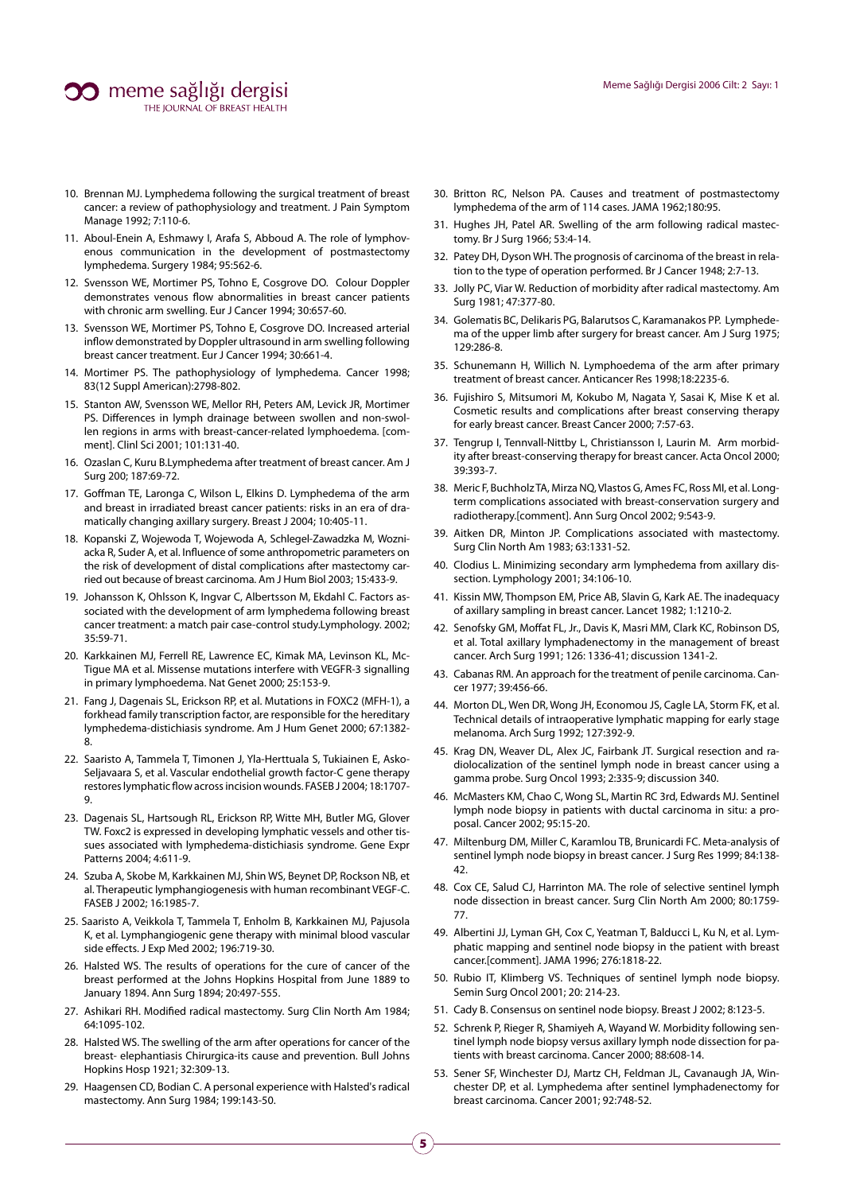10. Brennan MJ. Lymphedema following the surgical treatment of breast cancer: a review of pathophysiology and treatment. J Pain Symptom Manage 1992; 7:110-6.
11. Aboul-Enein A, Eshmawy I, Arafa S, Abboud A. The role of lymphovenous communication in the development of postmastectomy lymphedema. Surgery 1984; 95:562-6.
12. Svensson WE, Mortimer PS, Tohno E, Cosgrove DO. Colour Doppler demonstrates venous flow abnormalities in breast cancer patients with chronic arm swelling. Eur J Cancer 1994; 30:657-60.
13. Svensson WE, Mortimer PS, Tohno E, Cosgrove DO. Increased arterial inflow demonstrated by Doppler ultrasound in arm swelling following breast cancer treatment. Eur J Cancer 1994; 30:661-4.
14. Mortimer PS. The pathophysiology of lymphedema. Cancer 1998; 83(12 Suppl American):2798-802.
15. Stanton AW, Svensson WE, Mellor RH, Peters AM, Levick JR, Mortimer PS. Differences in lymph drainage between swollen and non-swollen regions in arms with breast-cancer-related lymphoedema. [comment]. Clinl Sci 2001; 101:131-40.
16. Ozaslan C, Kuru B.Lymphedema after treatment of breast cancer. Am J Surg 200; 187:69-72.
17. Goffman TE, Laronga C, Wilson L, Elkins D. Lymphedema of the arm and breast in irradiated breast cancer patients: risks in an era of dramatically changing axillary surgery. Breast J 2004; 10:405-11.
18. Kopanski Z, Wojewoda T, Wojewoda A, Schlegel-Zawadzka M, Wozniacka R, Suder A, et al. Influence of some anthropometric parameters on the risk of development of distal complications after mastectomy carried out because of breast carcinoma. Am J Hum Biol 2003; 15:433-9.
19. Johansson K, Ohlsson K, Ingvar C, Albertsson M, Ekdahl C. Factors associated with the development of arm lymphedema following breast cancer treatment: a match pair case-control study.Lymphology. 2002; 35:59-71.
20. Karkkainen MJ, Ferrell RE, Lawrence EC, Kimak MA, Levinson KL, McTigue MA et al. Missense mutations interfere with VEGFR-3 signalling in primary lymphoedema. Nat Genet 2000; 25:153-9.
21. Fang J, Dagenais SL, Erickson RP, et al. Mutations in FOXC2 (MFH-1), a forkhead family transcription factor, are responsible for the hereditary lymphedema-distichiasis syndrome. Am J Hum Genet 2000; 67:1382-8.
22. Saaristo A, Tammela T, Timonen J, Yla-Herttuala S, Tukiainen E, Asko-Seljavaara S, et al. Vascular endothelial growth factor-C gene therapy restores lymphatic flow across incision wounds. FASEB J 2004; 18:1707-9.
23. Dagenais SL, Hartsough RL, Erickson RP, Witte MH, Butler MG, Glover TW. Foxc2 is expressed in developing lymphatic vessels and other tissues associated with lymphedema-distichiasis syndrome. Gene Expr Patterns 2004; 4:611-9.
24. Szuba A, Skobe M, Karkkainen MJ, Shin WS, Beynet DP, Rockson NB, et al. Therapeutic lymphangiogenesis with human recombinant VEGF-C. FASEB J 2002; 16:1985-7.
25. Saaristo A, Veikkola T, Tammela T, Enholm B, Karkkainen MJ, Pajusola K, et al. Lymphangiogenic gene therapy with minimal blood vascular side effects. J Exp Med 2002; 196:719-30.
26. Halsted WS. The results of operations for the cure of cancer of the breast performed at the Johns Hopkins Hospital from June 1889 to January 1894. Ann Surg 1894; 20:497-555.
27. Ashikari RH. Modified radical mastectomy. Surg Clin North Am 1984; 64:1095-102.
28. Halsted WS. The swelling of the arm after operations for cancer of the breast- elephantiasis Chirurgica-its cause and prevention. Bull Johns Hopkins Hosp 1921; 32:309-13.
29. Haagensen CD, Bodian C. A personal experience with Halsted's radical mastectomy. Ann Surg 1984; 199:143-50.
30. Britton RC, Nelson PA. Causes and treatment of postmastectomy lymphedema of the arm of 114 cases. JAMA 1962;180:95.
31. Hughes JH, Patel AR. Swelling of the arm following radical mastectomy. Br J Surg 1966; 53:4-14.
32. Patey DH, Dyson WH. The prognosis of carcinoma of the breast in relation to the type of operation performed. Br J Cancer 1948; 2:7-13.
33. Jolly PC, Viar W. Reduction of morbidity after radical mastectomy. Am Surg 1981; 47:377-80.
34. Golematis BC, Delikaris PG, Balarutsos C, Karamanakos PP. Lymphedema of the upper limb after surgery for breast cancer. Am J Surg 1975; 129:286-8.
35. Schunemann H, Willich N. Lymphoedema of the arm after primary treatment of breast cancer. Anticancer Res 1998;18:2235-6.
36. Fujishiro S, Mitsumori M, Kokubo M, Nagata Y, Sasai K, Mise K et al. Cosmetic results and complications after breast conserving therapy for early breast cancer. Breast Cancer 2000; 7:57-63.
37. Tengrup I, Tennvall-Nittby L, Christiansson I, Laurin M. Arm morbidity after breast-conserving therapy for breast cancer. Acta Oncol 2000; 39:393-7.
38. Meric F, Buchholz TA, Mirza NQ, Vlastos G, Ames FC, Ross MI, et al. Long-term complications associated with breast-conservation surgery and radiotherapy.[comment]. Ann Surg Oncol 2002; 9:543-9.
39. Aitken DR, Minton JP. Complications associated with mastectomy. Surg Clin North Am 1983; 63:1331-52.
40. Clodius L. Minimizing secondary arm lymphedema from axillary dissection. Lymphology 2001; 34:106-10.
41. Kissin MW, Thompson EM, Price AB, Slavin G, Kark AE. The inadequacy of axillary sampling in breast cancer. Lancet 1982; 1:1210-2.
42. Senofsky GM, Moffat FL, Jr., Davis K, Masri MM, Clark KC, Robinson DS, et al. Total axillary lymphadenectomy in the management of breast cancer. Arch Surg 1991; 126: 1336-41; discussion 1341-2.
43. Cabanas RM. An approach for the treatment of penile carcinoma. Cancer 1977; 39:456-66.
44. Morton DL, Wen DR, Wong JH, Economou JS, Cagle LA, Storm FK, et al. Technical details of intraoperative lymphatic mapping for early stage melanoma. Arch Surg 1992; 127:392-9.
45. Krag DN, Weaver DL, Alex JC, Fairbank JT. Surgical resection and radiolocalization of the sentinel lymph node in breast cancer using a gamma probe. Surg Oncol 1993; 2:335-9; discussion 340.
46. McMasters KM, Chao C, Wong SL, Martin RC 3rd, Edwards MJ. Sentinel lymph node biopsy in patients with ductal carcinoma in situ: a proposal. Cancer 2002; 95:15-20.
47. Miltenburg DM, Miller C, Karamlou TB, Brunicardi FC. Meta-analysis of sentinel lymph node biopsy in breast cancer. J Surg Res 1999; 84:138-42.
48. Cox CE, Salud CJ, Harrington MA. The role of selective sentinel lymph node dissection in breast cancer. Surg Clin North Am 2000; 80:1759-77.
49. Albertini JJ, Lyman GH, Cox C, Yeatman T, Balducci L, Ku N, et al. Lymphatic mapping and sentinel node biopsy in the patient with breast cancer.[comment]. JAMA 1996; 276:1818-22.
50. Rubio IT, Klimberg VS. Techniques of sentinel lymph node biopsy. Semin Surg Oncol 2001; 20: 214-23.
51. Cady B. Consensus on sentinel node biopsy. Breast J 2002; 8:123-5.
52. Schrenk P, Rieger R, Shamiyeh A, Wayand W. Morbidity following sentinel lymph node biopsy versus axillary lymph node dissection for patients with breast carcinoma. Cancer 2000; 88:608-14.
53. Sener SF, Winchester DJ, Martz CH, Feldman JL, Cavanaugh JA, Winchester DP, et al. Lymphedema after sentinel lymphadenectomy for breast carcinoma. Cancer 2001; 92:748-52.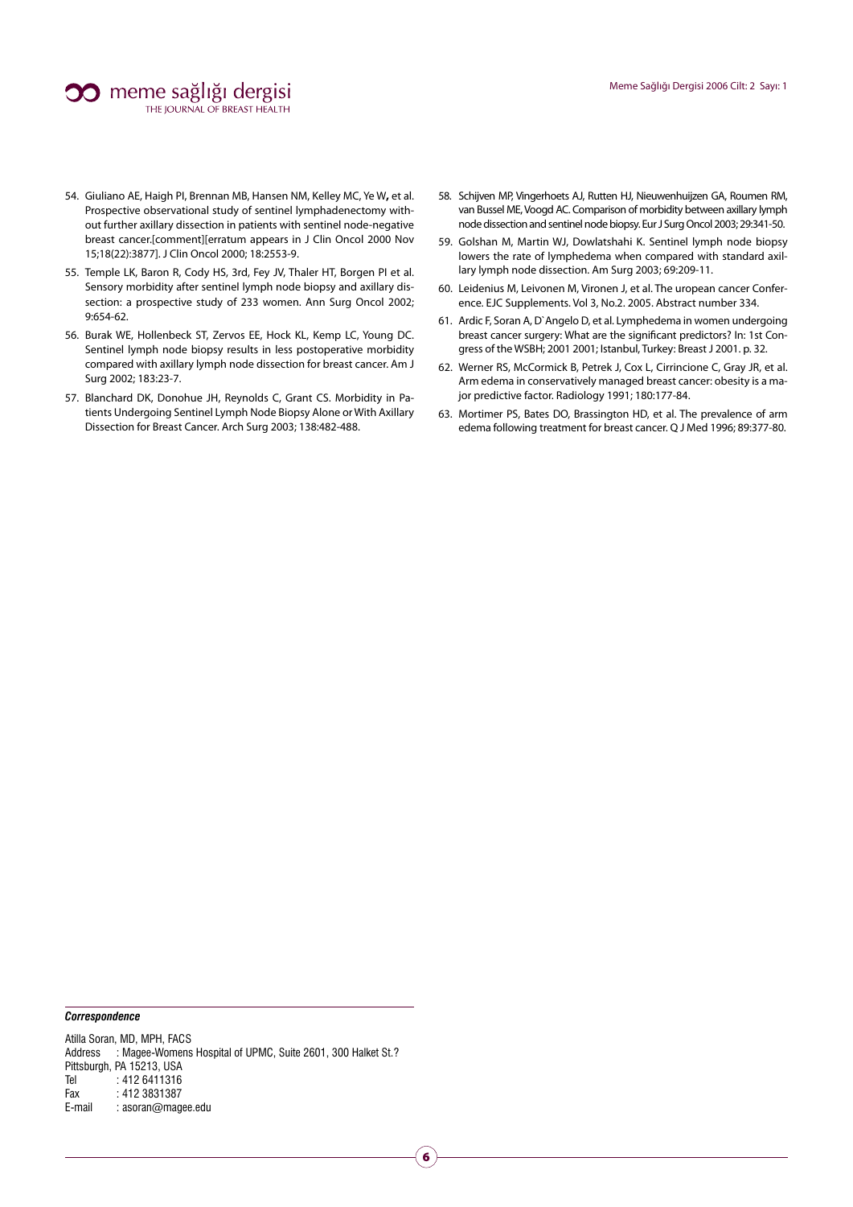54. Giuliano AE, Haigh PI, Brennan MB, Hansen NM, Kelley MC, Ye W**,** et al. Prospective observational study of sentinel lymphadenectomy without further axillary dissection in patients with sentinel node-negative breast cancer.[comment][erratum appears in J Clin Oncol 2000 Nov 15;18(22):3877]. J Clin Oncol 2000; 18:2553-9.
55. Temple LK, Baron R, Cody HS, 3rd, Fey JV, Thaler HT, Borgen PI et al. Sensory morbidity after sentinel lymph node biopsy and axillary dissection: a prospective study of 233 women. Ann Surg Oncol 2002; 9:654-62.
56. Burak WE, Hollenbeck ST, Zervos EE, Hock KL, Kemp LC, Young DC. Sentinel lymph node biopsy results in less postoperative morbidity compared with axillary lymph node dissection for breast cancer. Am J Surg 2002; 183:23-7.
57. Blanchard DK, Donohue JH, Reynolds C, Grant CS. Morbidity in Patients Undergoing Sentinel Lymph Node Biopsy Alone or With Axillary Dissection for Breast Cancer. Arch Surg 2003; 138:482-488.
58. Schijven MP, Vingerhoets AJ, Rutten HJ, Nieuwenhuijzen GA, Roumen RM, van Bussel ME, Voogd AC. Comparison of morbidity between axillary lymph node dissection and sentinel node biopsy. Eur J Surg Oncol 2003; 29:341-50.
59. Golshan M, Martin WJ, Dowlatshahi K. Sentinel lymph node biopsy lowers the rate of lymphedema when compared with standard axillary lymph node dissection. Am Surg 2003; 69:209-11.
60. Leidenius M, Leivonen M, Vironen J, et al. The uropean cancer Conference. EJC Supplements. Vol 3, No.2. 2005. Abstract number 334.
61. Ardic F, Soran A, D`Angelo D, et al. Lymphedema in women undergoing breast cancer surgery: What are the significant predictors? In: 1st Congress of the WSBH; 2001 2001; Istanbul, Turkey: Breast J 2001. p. 32.
62. Werner RS, McCormick B, Petrek J, Cox L, Cirrincione C, Gray JR, et al. Arm edema in conservatively managed breast cancer: obesity is a major predictive factor. Radiology 1991; 180:177-84.
63. Mortimer PS, Bates DO, Brassington HD, et al. The prevalence of arm edema following treatment for breast cancer. Q J Med 1996; 89:377-80.

***Correspondence***

Atilla Soran, MD, MPH, FACS
Address : Magee-Womens Hospital of UPMC, Suite 2601, 300 Halket St.? Pittsburgh, PA 15213, USA
Tel : 412 6411316
Fax : 412 3831387
E-mail : asoran@magee.edu